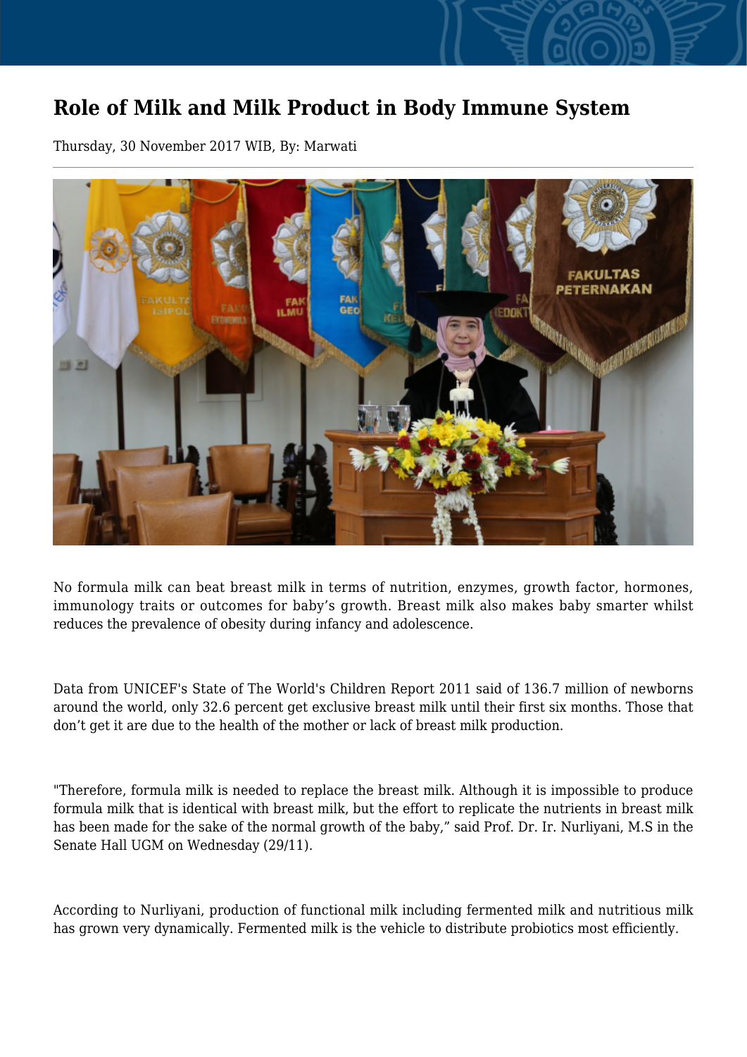# Role of Milk and Milk Product in Body Immune System

Thursday, 30 November 2017 WIB, By: Marwati

No formula milk can beat breast milk in terms of nutrition, enzymes, growth factor, hormones, immunology traits or outcomes for baby's growth. Breast milk also makes baby smarter whilst reduces the prevalence of obesity during infancy and adolescence.

Data from UNICEF's State of The World's Children Report 2011 said of 136.7 million of newborns around the world, only 32.6 percent get exclusive breast milk until their first six months. Those that don't get it are due to the health of the mother or lack of breast milk production.

"Therefore, formula milk is needed to replace the breast milk. Although it is impossible to produce formula milk that is identical with breast milk, but the effort to replicate the nutrients in breast milk has been made for the sake of the normal growth of the baby," said Prof. Dr. Ir. Nurliyani, M.S in the Senate Hall UGM on Wednesday (29/11).

According to Nurliyani, production of functional milk including fermented milk and nutritious milk has grown very dynamically. Fermented milk is the vehicle to distribute probiotics most efficiently.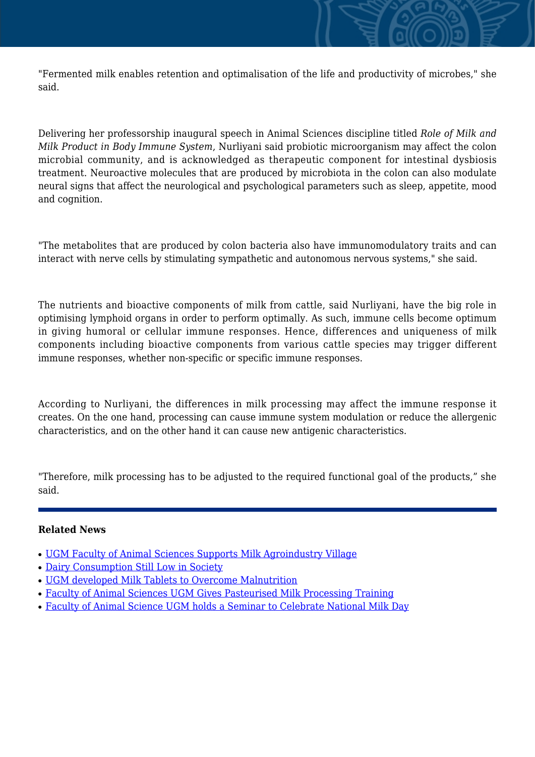"Fermented milk enables retention and optimalisation of the life and productivity of microbes," she said.

Delivering her professorship inaugural speech in Animal Sciences discipline titled *Role of Milk and Milk Product in Body Immune System*, Nurliyani said probiotic microorganism may affect the colon microbial community, and is acknowledged as therapeutic component for intestinal dysbiosis treatment. Neuroactive molecules that are produced by microbiota in the colon can also modulate neural signs that affect the neurological and psychological parameters such as sleep, appetite, mood and cognition.

"The metabolites that are produced by colon bacteria also have immunomodulatory traits and can interact with nerve cells by stimulating sympathetic and autonomous nervous systems," she said.

The nutrients and bioactive components of milk from cattle, said Nurliyani, have the big role in optimising lymphoid organs in order to perform optimally. As such, immune cells become optimum in giving humoral or cellular immune responses. Hence, differences and uniqueness of milk components including bioactive components from various cattle species may trigger different immune responses, whether non-specific or specific immune responses.

According to Nurliyani, the differences in milk processing may affect the immune response it creates. On the one hand, processing can cause immune system modulation or reduce the allergenic characteristics, and on the other hand it can cause new antigenic characteristics.

"Therefore, milk processing has to be adjusted to the required functional goal of the products," she said.

---

**Related News**

- UGM Faculty of Animal Sciences Supports Milk Agroindustry Village
- Dairy Consumption Still Low in Society
- UGM developed Milk Tablets to Overcome Malnutrition
- Faculty of Animal Sciences UGM Gives Pasteurised Milk Processing Training
- Faculty of Animal Science UGM holds a Seminar to Celebrate National Milk Day